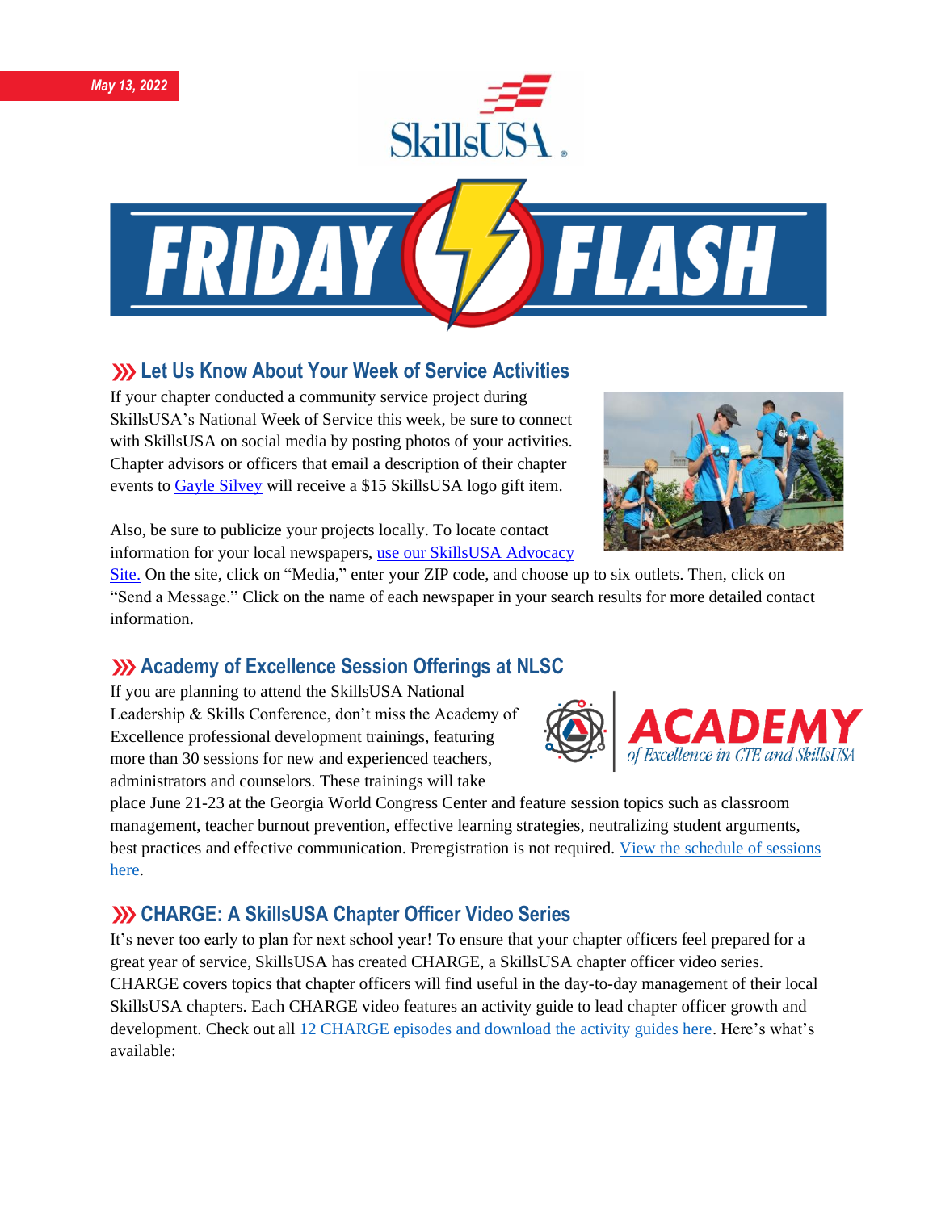May 13, 2022

# Friday Flash

## Let Us Know About Your Week of Service Activities

If your chapter conducted a community service project during SkillsUSA's National Week of Service this week, be sure to connect with SkillsUSA on social media by posting photos of your activities. Chapter advisors or officers that email a description of their chapter events to Gayle Silvey will receive a $15 SkillsUSA logo gift item.

Also, be sure to publicize your projects locally. To locate contact information for your local newspapers, use our SkillsUSA Advocacy Site. On the site, click on "Media," enter your ZIP code, and choose up to six outlets. Then, click on "Send a Message." Click on the name of each newspaper in your search results for more detailed contact information.

## Academy of Excellence Session Offerings at NLSC

If you are planning to attend the SkillsUSA National Leadership & Skills Conference, don't miss the Academy of Excellence professional development trainings, featuring more than 30 sessions for new and experienced teachers, administrators and counselors. These trainings will take place June 21-23 at the Georgia World Congress Center and feature session topics such as classroom management, teacher burnout prevention, effective learning strategies, neutralizing student arguments, best practices and effective communication. Preregistration is not required. View the schedule of sessions here.

## CHARGE: A SkillsUSA Chapter Officer Video Series

It's never too early to plan for next school year! To ensure that your chapter officers feel prepared for a great year of service, SkillsUSA has created CHARGE, a SkillsUSA chapter officer video series. CHARGE covers topics that chapter officers will find useful in the day-to-day management of their local SkillsUSA chapters. Each CHARGE video features an activity guide to lead chapter officer growth and development. Check out all 12 CHARGE episodes and download the activity guides here. Here's what's available: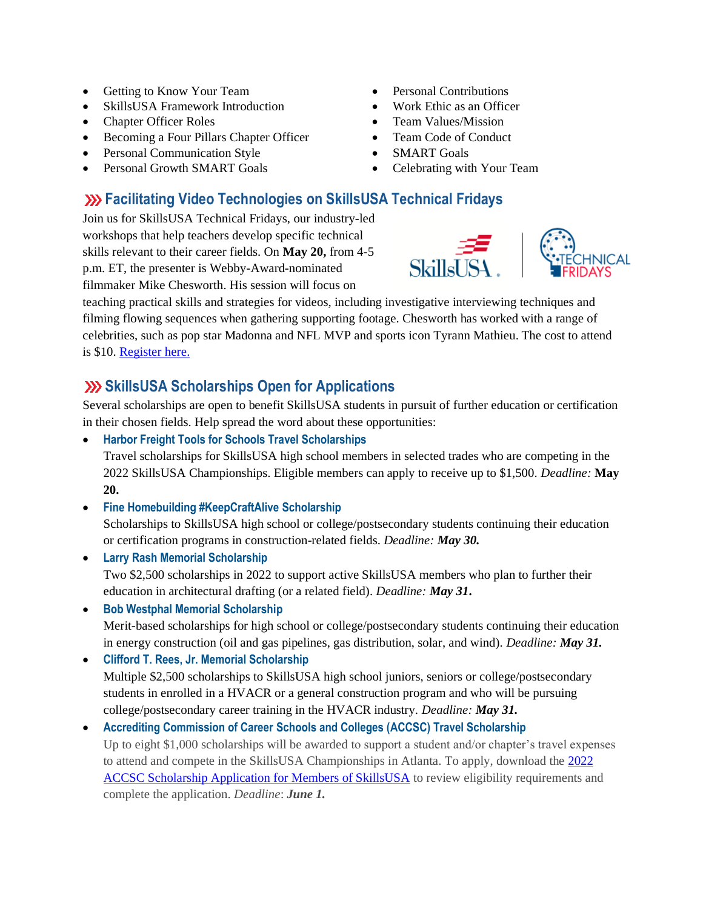- Getting to Know Your Team
- SkillsUSA Framework Introduction
- Chapter Officer Roles
- Becoming a Four Pillars Chapter Officer
- Personal Communication Style
- Personal Growth SMART Goals
- Personal Contributions
- Work Ethic as an Officer
- Team Values/Mission
- Team Code of Conduct
- SMART Goals
- Celebrating with Your Team

## Facilitating Video Technologies on SkillsUSA Technical Fridays

Join us for SkillsUSA Technical Fridays, our industry-led workshops that help teachers develop specific technical skills relevant to their career fields. On **May 20,** from 4-5 p.m. ET, the presenter is Webby-Award-nominated filmmaker Mike Chesworth. His session will focus on teaching practical skills and strategies for videos, including investigative interviewing techniques and filming flowing sequences when gathering supporting footage. Chesworth has worked with a range of celebrities, such as pop star Madonna and NFL MVP and sports icon Tyrann Mathieu. The cost to attend is $10. [Register here.]

## SkillsUSA Scholarships Open for Applications

Several scholarships are open to benefit SkillsUSA students in pursuit of further education or certification in their chosen fields. Help spread the word about these opportunities:

- **Harbor Freight Tools for Schools Travel Scholarships**
  Travel scholarships for SkillsUSA high school members in selected trades who are competing in the 2022 SkillsUSA Championships. Eligible members can apply to receive up to $1,500. *Deadline:* **May 20.**
- **Fine Homebuilding #KeepCraftAlive Scholarship**
  Scholarships to SkillsUSA high school or college/postsecondary students continuing their education or certification programs in construction-related fields. *Deadline: **May 30.***
- **Larry Rash Memorial Scholarship**
  Two $2,500 scholarships in 2022 to support active SkillsUSA members who plan to further their education in architectural drafting (or a related field). *Deadline: **May 31.***
- **Bob Westphal Memorial Scholarship**
  Merit-based scholarships for high school or college/postsecondary students continuing their education in energy construction (oil and gas pipelines, gas distribution, solar, and wind). *Deadline: **May 31.***
- **Clifford T. Rees, Jr. Memorial Scholarship**
  Multiple $2,500 scholarships to SkillsUSA high school juniors, seniors or college/postsecondary students in enrolled in a HVACR or a general construction program and who will be pursuing college/postsecondary career training in the HVACR industry. *Deadline: **May 31.***
- **Accrediting Commission of Career Schools and Colleges (ACCSC) Travel Scholarship**
  Up to eight $1,000 scholarships will be awarded to support a student and/or chapter's travel expenses to attend and compete in the SkillsUSA Championships in Atlanta. To apply, download the 2022 ACCSC Scholarship Application for Members of SkillsUSA to review eligibility requirements and complete the application. *Deadline*: ***June 1.***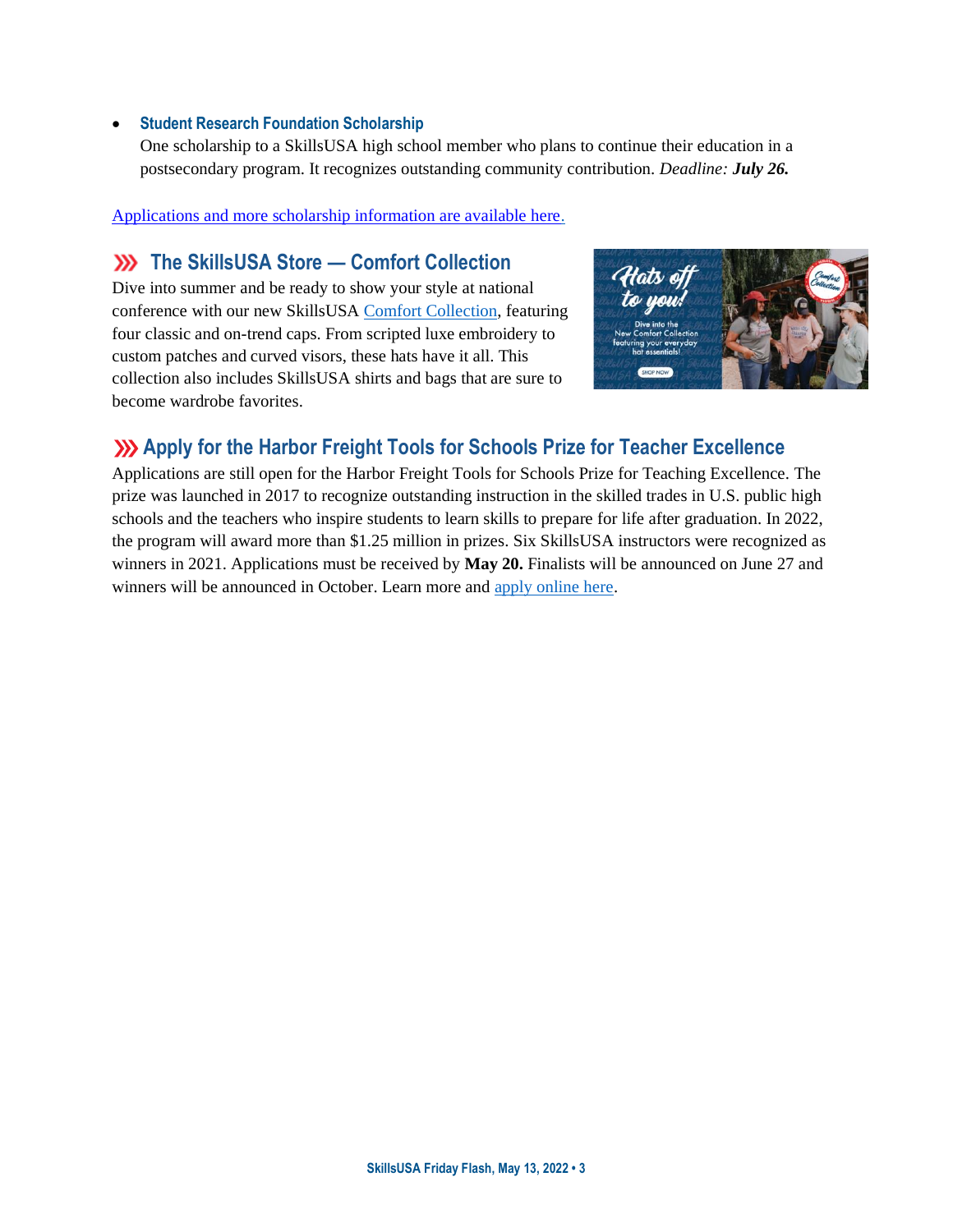- **Student Research Foundation Scholarship**
  One scholarship to a SkillsUSA high school member who plans to continue their education in a postsecondary program. It recognizes outstanding community contribution. *Deadline: **July 26.***

Applications and more scholarship information are available here.

## ››› The SkillsUSA Store — Comfort Collection

Dive into summer and be ready to show your style at national conference with our new SkillsUSA Comfort Collection, featuring four classic and on-trend caps. From scripted luxe embroidery to custom patches and curved visors, these hats have it all. This collection also includes SkillsUSA shirts and bags that are sure to become wardrobe favorites.

## ››› Apply for the Harbor Freight Tools for Schools Prize for Teacher Excellence

Applications are still open for the Harbor Freight Tools for Schools Prize for Teaching Excellence. The prize was launched in 2017 to recognize outstanding instruction in the skilled trades in U.S. public high schools and the teachers who inspire students to learn skills to prepare for life after graduation. In 2022, the program will award more than $1.25 million in prizes. Six SkillsUSA instructors were recognized as winners in 2021. Applications must be received by **May 20.** Finalists will be announced on June 27 and winners will be announced in October. Learn more and apply online here.